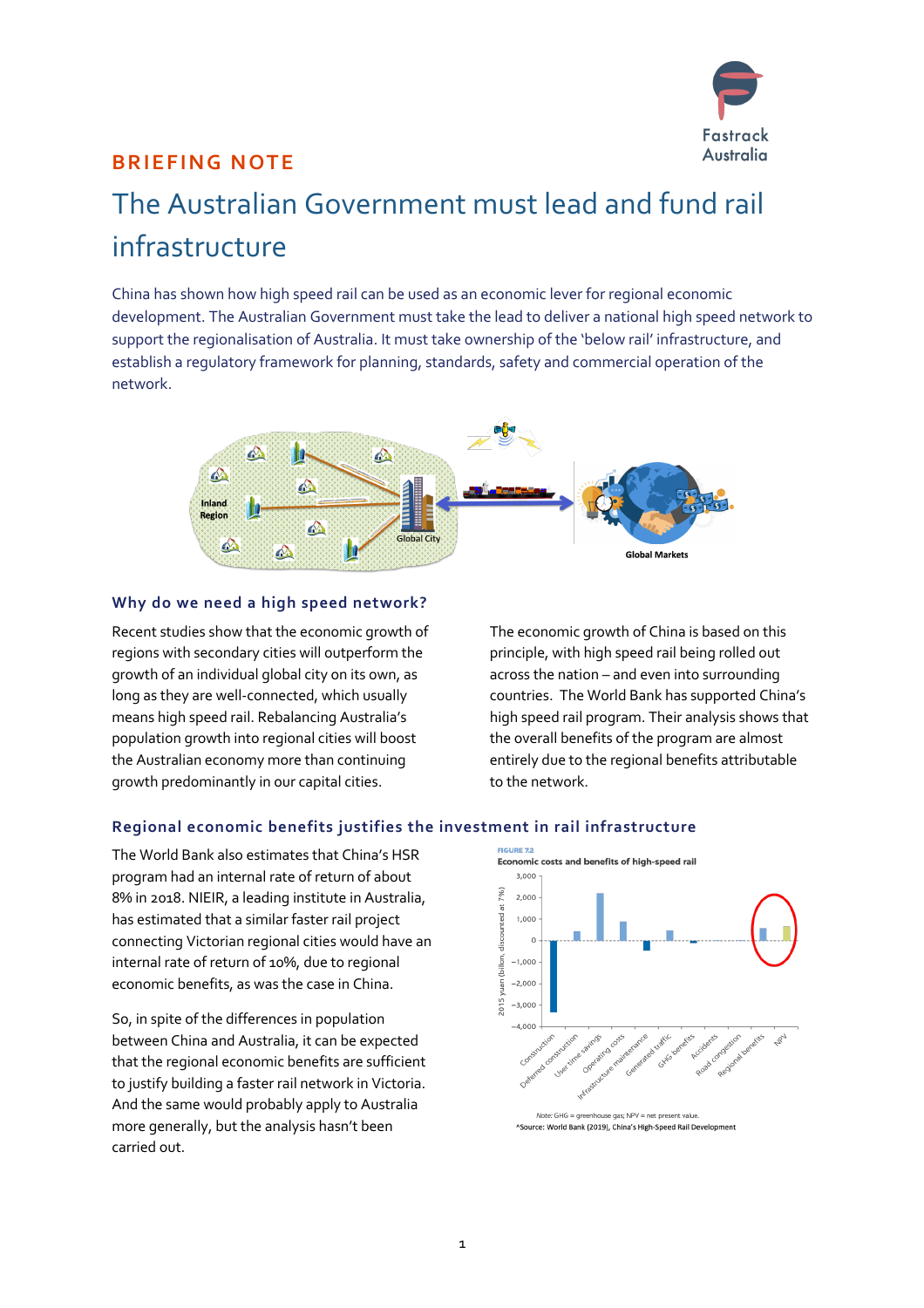**BRIEFING NOTE**

# The Australian Government must lead and fund rail infrastructure

China has shown how high speed rail can be used as an economic lever for regional economic development. The Australian Government must take the lead to deliver a national high speed network to support the regionalisation of Australia. It must take ownership of the 'below rail' infrastructure, and establish a regulatory framework for planning, standards, safety and commercial operation of the network.

## Why do we need a high speed network?

Recent studies show that the economic growth of regions with secondary cities will outperform the growth of an individual global city on its own, as long as they are well-connected, which usually means high speed rail. Rebalancing Australia's population growth into regional cities will boost the Australian economy more than continuing growth predominantly in our capital cities.

The economic growth of China is based on this principle, with high speed rail being rolled out across the nation – and even into surrounding countries. The World Bank has supported China's high speed rail program. Their analysis shows that the overall benefits of the program are almost entirely due to the regional benefits attributable to the network.

## Regional economic benefits justifies the investment in rail infrastructure

The World Bank also estimates that China's HSR program had an internal rate of return of about 8% in 2018. NIEIR, a leading institute in Australia, has estimated that a similar faster rail project connecting Victorian regional cities would have an internal rate of return of 10%, due to regional economic benefits, as was the case in China.

So, in spite of the differences in population between China and Australia, it can be expected that the regional economic benefits are sufficient to justify building a faster rail network in Victoria. And the same would probably apply to Australia more generally, but the analysis hasn't been carried out.

FIGURE 7.2
Economic costs and benefits of high-speed rail

Note: GHG = greenhouse gas; NPV = net present value.
^Source: World Bank (2019), China's High-Speed Rail Development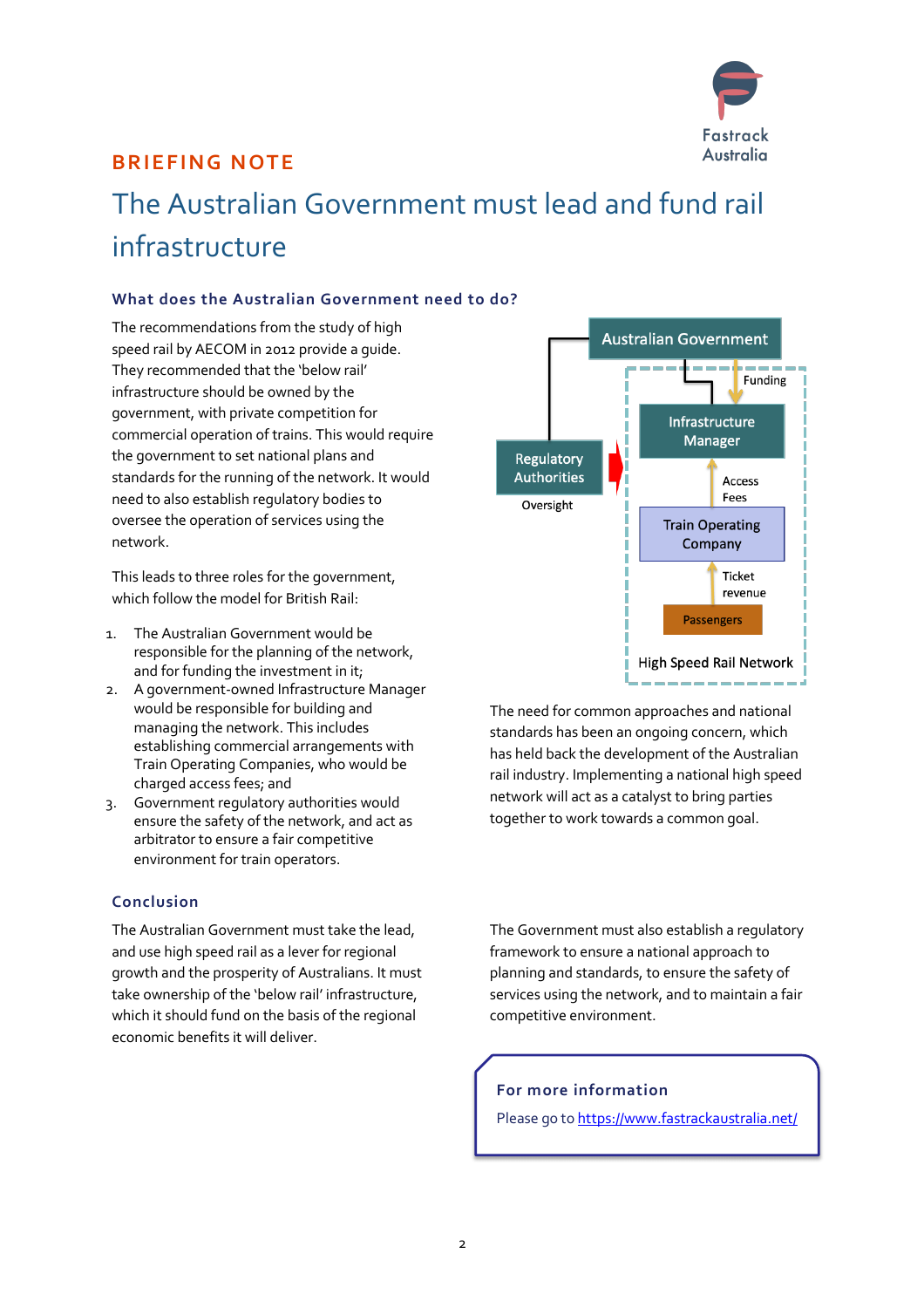## BRIEFING NOTE

# The Australian Government must lead and fund rail infrastructure

### What does the Australian Government need to do?

The recommendations from the study of high speed rail by AECOM in 2012 provide a guide. They recommended that the 'below rail' infrastructure should be owned by the government, with private competition for commercial operation of trains. This would require the government to set national plans and standards for the running of the network. It would need to also establish regulatory bodies to oversee the operation of services using the network.

This leads to three roles for the government, which follow the model for British Rail:

1. The Australian Government would be responsible for the planning of the network, and for funding the investment in it;
2. A government-owned Infrastructure Manager would be responsible for building and managing the network. This includes establishing commercial arrangements with Train Operating Companies, who would be charged access fees; and
3. Government regulatory authorities would ensure the safety of the network, and act as arbitrator to ensure a fair competitive environment for train operators.

Australian Government

Funding

Regulatory Authorities

Oversight

Infrastructure Manager

Access Fees

Train Operating Company

Ticket revenue

Passengers

High Speed Rail Network

The need for common approaches and national standards has been an ongoing concern, which has held back the development of the Australian rail industry. Implementing a national high speed network will act as a catalyst to bring parties together to work towards a common goal.

### Conclusion

The Australian Government must take the lead, and use high speed rail as a lever for regional growth and the prosperity of Australians. It must take ownership of the 'below rail' infrastructure, which it should fund on the basis of the regional economic benefits it will deliver.

The Government must also establish a regulatory framework to ensure a national approach to planning and standards, to ensure the safety of services using the network, and to maintain a fair competitive environment.

**For more information**

Please go to https://www.fastrackaustralia.net/